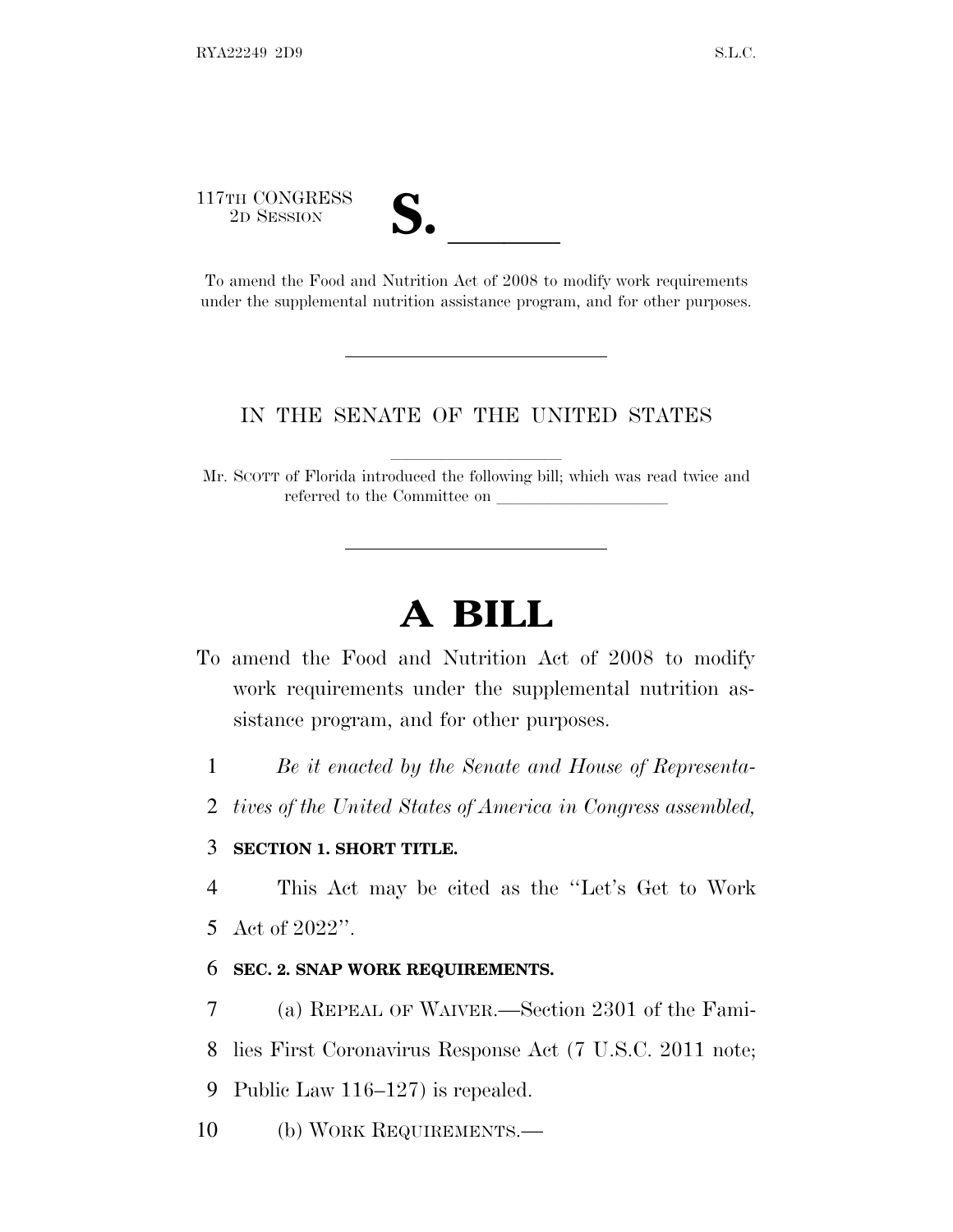117TH CONGRESS
2D SESSION

# S. \_\_\_\_\_\_

To amend the Food and Nutrition Act of 2008 to modify work requirements under the supplemental nutrition assistance program, and for other purposes.

---

IN THE SENATE OF THE UNITED STATES

Mr. SCOTT of Florida introduced the following bill; which was read twice and referred to the Committee on \_\_\_\_\_\_\_\_\_\_\_\_\_\_\_\_\_\_\_\_

---

# A BILL

To amend the Food and Nutrition Act of 2008 to modify work requirements under the supplemental nutrition assistance program, and for other purposes.

1 *Be it enacted by the Senate and House of Representa-*
2 *tives of the United States of America in Congress assembled,*

3 **SECTION 1. SHORT TITLE.**

4 This Act may be cited as the "Let's Get to Work
5 Act of 2022".

6 **SEC. 2. SNAP WORK REQUIREMENTS.**

7 (a) REPEAL OF WAIVER.—Section 2301 of the Fami-
8 lies First Coronavirus Response Act (7 U.S.C. 2011 note;
9 Public Law 116–127) is repealed.

10 (b) WORK REQUIREMENTS.—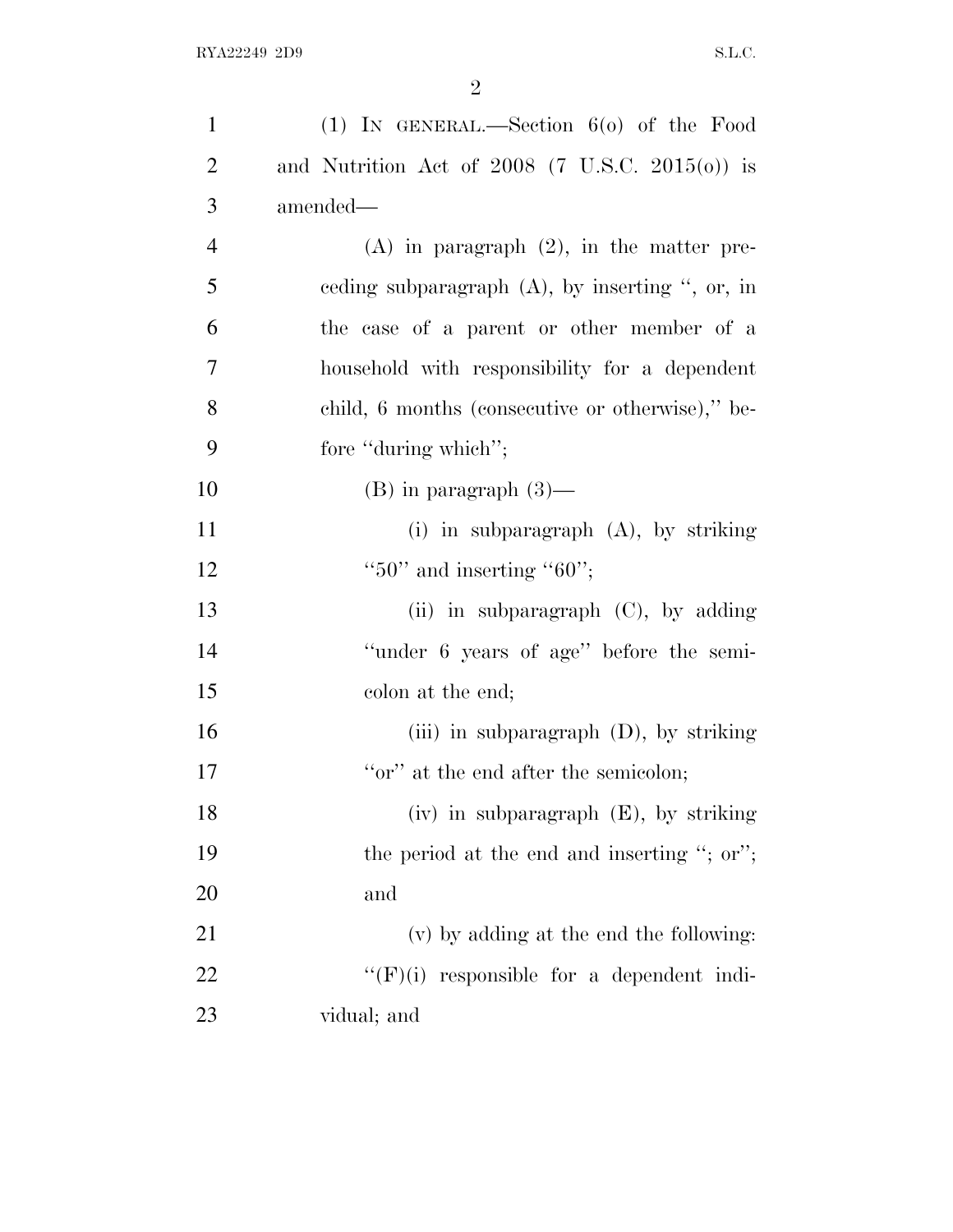(1) IN GENERAL.—Section 6(o) of the Food and Nutrition Act of 2008 (7 U.S.C. 2015(o)) is amended—

(A) in paragraph (2), in the matter preceding subparagraph (A), by inserting ", or, in the case of a parent or other member of a household with responsibility for a dependent child, 6 months (consecutive or otherwise)," before "during which";

(B) in paragraph (3)—

(i) in subparagraph (A), by striking "50" and inserting "60";

(ii) in subparagraph (C), by adding "under 6 years of age" before the semicolon at the end;

(iii) in subparagraph (D), by striking "or" at the end after the semicolon;

(iv) in subparagraph (E), by striking the period at the end and inserting "; or"; and

(v) by adding at the end the following:

"(F)(i) responsible for a dependent individual; and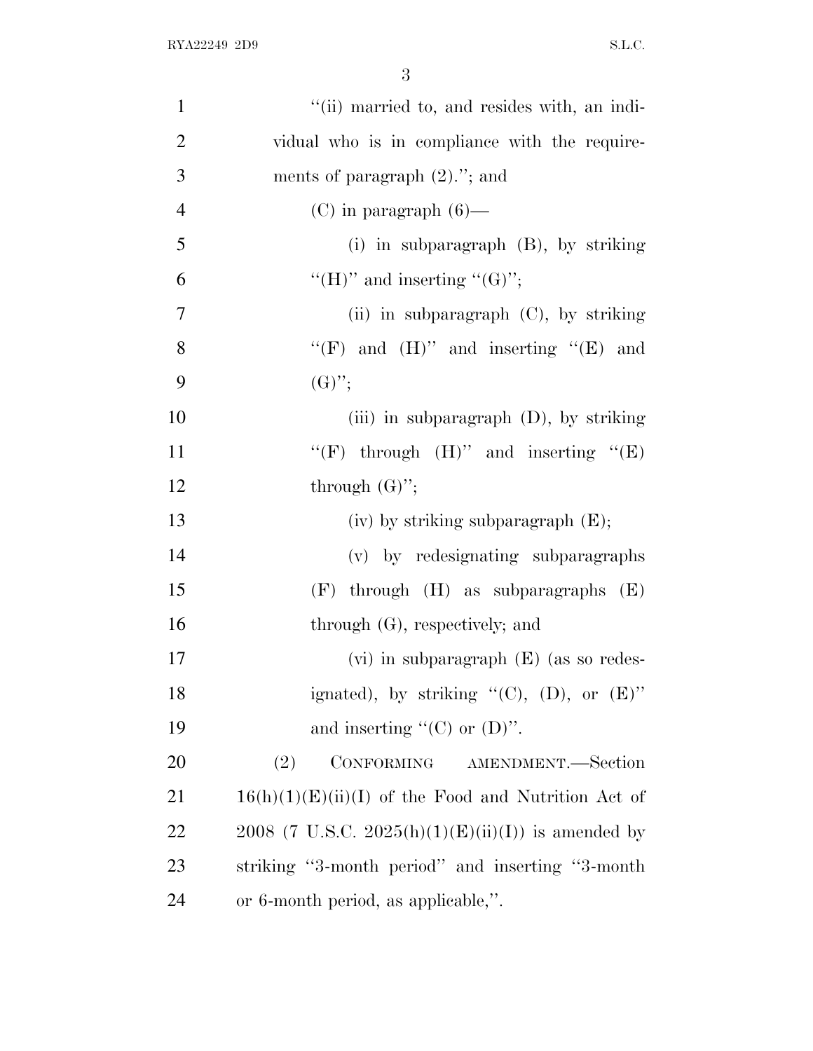"(ii) married to, and resides with, an individual who is in compliance with the requirements of paragraph (2)."; and

(C) in paragraph (6)—

(i) in subparagraph (B), by striking "(H)" and inserting "(G)";

(ii) in subparagraph (C), by striking "(F) and (H)" and inserting "(E) and (G)";

(iii) in subparagraph (D), by striking "(F) through (H)" and inserting "(E) through (G)";

(iv) by striking subparagraph (E);

(v) by redesignating subparagraphs (F) through (H) as subparagraphs (E) through (G), respectively; and

(vi) in subparagraph (E) (as so redesignated), by striking "(C), (D), or (E)" and inserting "(C) or (D)".

(2) CONFORMING AMENDMENT.—Section 16(h)(1)(E)(ii)(I) of the Food and Nutrition Act of 2008 (7 U.S.C. 2025(h)(1)(E)(ii)(I)) is amended by striking "3-month period" and inserting "3-month or 6-month period, as applicable,".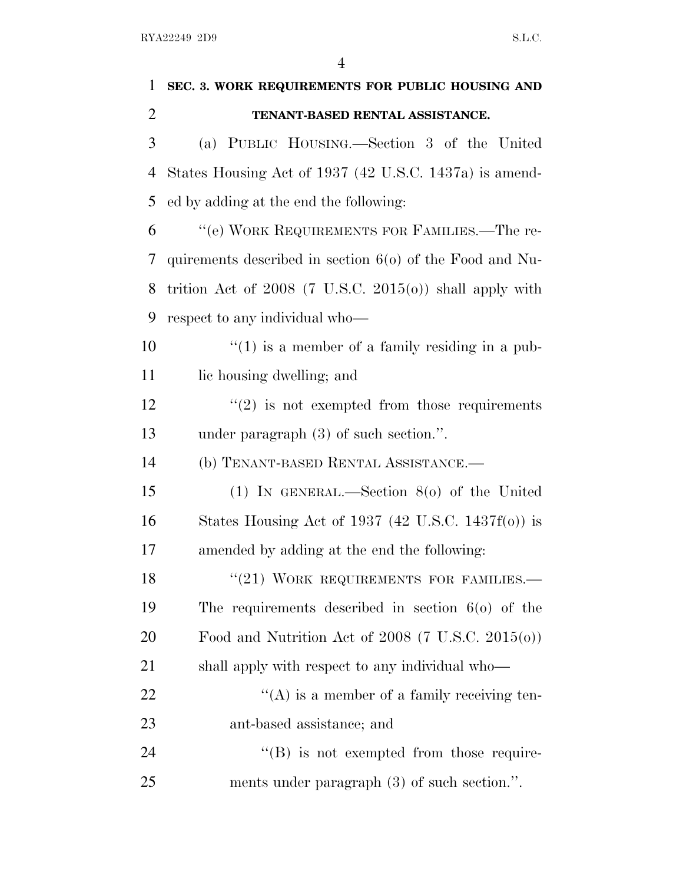**SEC. 3. WORK REQUIREMENTS FOR PUBLIC HOUSING AND TENANT-BASED RENTAL ASSISTANCE.**

(a) PUBLIC HOUSING.—Section 3 of the United States Housing Act of 1937 (42 U.S.C. 1437a) is amended by adding at the end the following:

"(e) WORK REQUIREMENTS FOR FAMILIES.—The requirements described in section 6(o) of the Food and Nutrition Act of 2008 (7 U.S.C. 2015(o)) shall apply with respect to any individual who—

"(1) is a member of a family residing in a public housing dwelling; and

"(2) is not exempted from those requirements under paragraph (3) of such section.".

(b) TENANT-BASED RENTAL ASSISTANCE.—

(1) IN GENERAL.—Section 8(o) of the United States Housing Act of 1937 (42 U.S.C. 1437f(o)) is amended by adding at the end the following:

"(21) WORK REQUIREMENTS FOR FAMILIES.—The requirements described in section 6(o) of the Food and Nutrition Act of 2008 (7 U.S.C. 2015(o)) shall apply with respect to any individual who—

"(A) is a member of a family receiving tenant-based assistance; and

"(B) is not exempted from those requirements under paragraph (3) of such section.".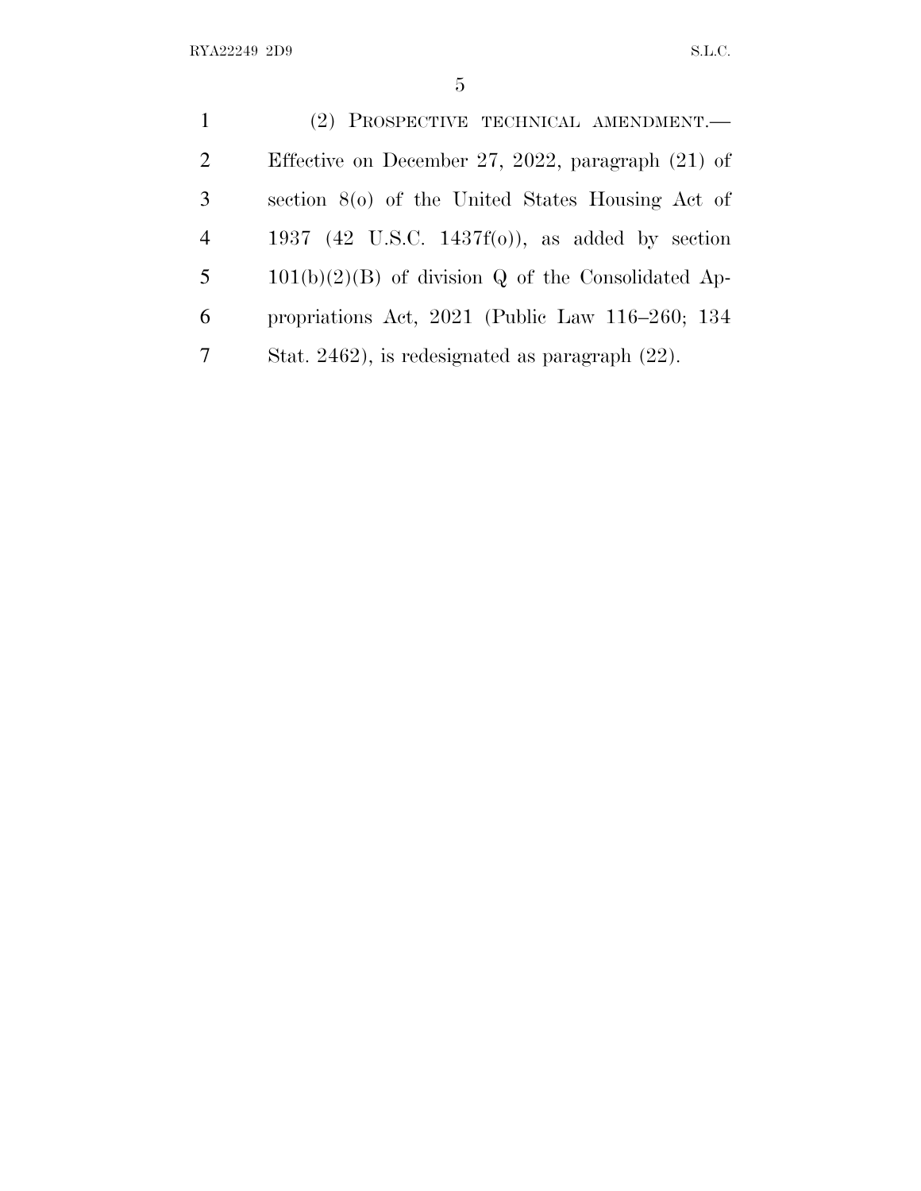(2) PROSPECTIVE TECHNICAL AMENDMENT.—Effective on December 27, 2022, paragraph (21) of section 8(o) of the United States Housing Act of 1937 (42 U.S.C. 1437f(o)), as added by section 101(b)(2)(B) of division Q of the Consolidated Appropriations Act, 2021 (Public Law 116–260; 134 Stat. 2462), is redesignated as paragraph (22).